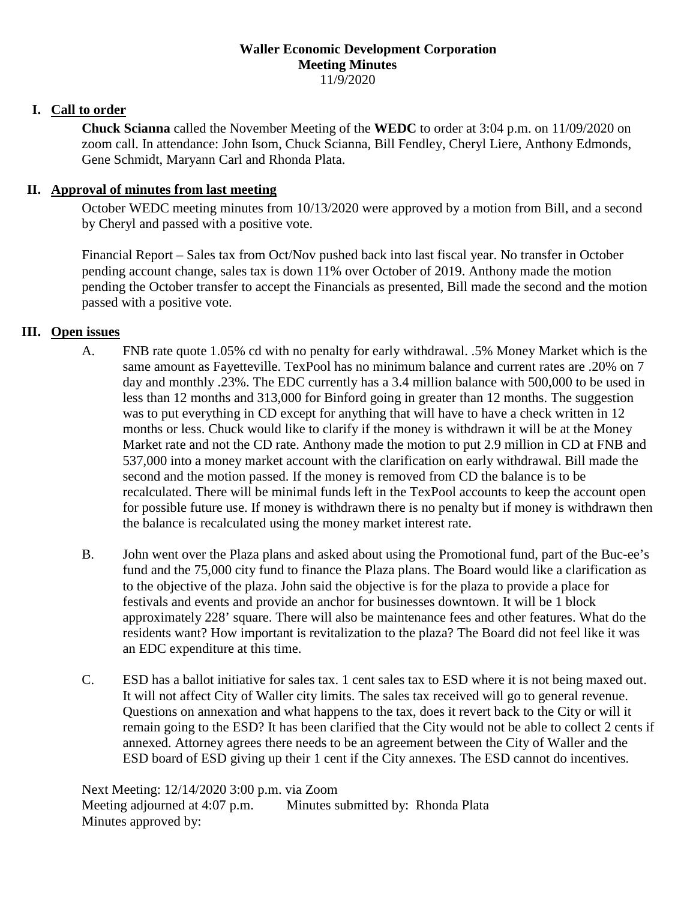**Waller Economic Development Corporation**
**Meeting Minutes**
11/9/2020

## I. Call to order

**Chuck Scianna** called the November Meeting of the **WEDC** to order at 3:04 p.m. on 11/09/2020 on zoom call. In attendance: John Isom, Chuck Scianna, Bill Fendley, Cheryl Liere, Anthony Edmonds, Gene Schmidt, Maryann Carl and Rhonda Plata.

## II. Approval of minutes from last meeting

October WEDC meeting minutes from 10/13/2020 were approved by a motion from Bill, and a second by Cheryl and passed with a positive vote.

Financial Report – Sales tax from Oct/Nov pushed back into last fiscal year. No transfer in October pending account change, sales tax is down 11% over October of 2019. Anthony made the motion pending the October transfer to accept the Financials as presented, Bill made the second and the motion passed with a positive vote.

## III. Open issues

A. FNB rate quote 1.05% cd with no penalty for early withdrawal. .5% Money Market which is the same amount as Fayetteville. TexPool has no minimum balance and current rates are .20% on 7 day and monthly .23%. The EDC currently has a 3.4 million balance with 500,000 to be used in less than 12 months and 313,000 for Binford going in greater than 12 months. The suggestion was to put everything in CD except for anything that will have to have a check written in 12 months or less. Chuck would like to clarify if the money is withdrawn it will be at the Money Market rate and not the CD rate. Anthony made the motion to put 2.9 million in CD at FNB and 537,000 into a money market account with the clarification on early withdrawal. Bill made the second and the motion passed. If the money is removed from CD the balance is to be recalculated. There will be minimal funds left in the TexPool accounts to keep the account open for possible future use. If money is withdrawn there is no penalty but if money is withdrawn then the balance is recalculated using the money market interest rate.

B. John went over the Plaza plans and asked about using the Promotional fund, part of the Buc-ee's fund and the 75,000 city fund to finance the Plaza plans. The Board would like a clarification as to the objective of the plaza. John said the objective is for the plaza to provide a place for festivals and events and provide an anchor for businesses downtown. It will be 1 block approximately 228' square. There will also be maintenance fees and other features. What do the residents want? How important is revitalization to the plaza? The Board did not feel like it was an EDC expenditure at this time.

C. ESD has a ballot initiative for sales tax. 1 cent sales tax to ESD where it is not being maxed out. It will not affect City of Waller city limits. The sales tax received will go to general revenue. Questions on annexation and what happens to the tax, does it revert back to the City or will it remain going to the ESD? It has been clarified that the City would not be able to collect 2 cents if annexed. Attorney agrees there needs to be an agreement between the City of Waller and the ESD board of ESD giving up their 1 cent if the City annexes. The ESD cannot do incentives.

Next Meeting: 12/14/2020 3:00 p.m. via Zoom
Meeting adjourned at 4:07 p.m. Minutes submitted by: Rhonda Plata
Minutes approved by: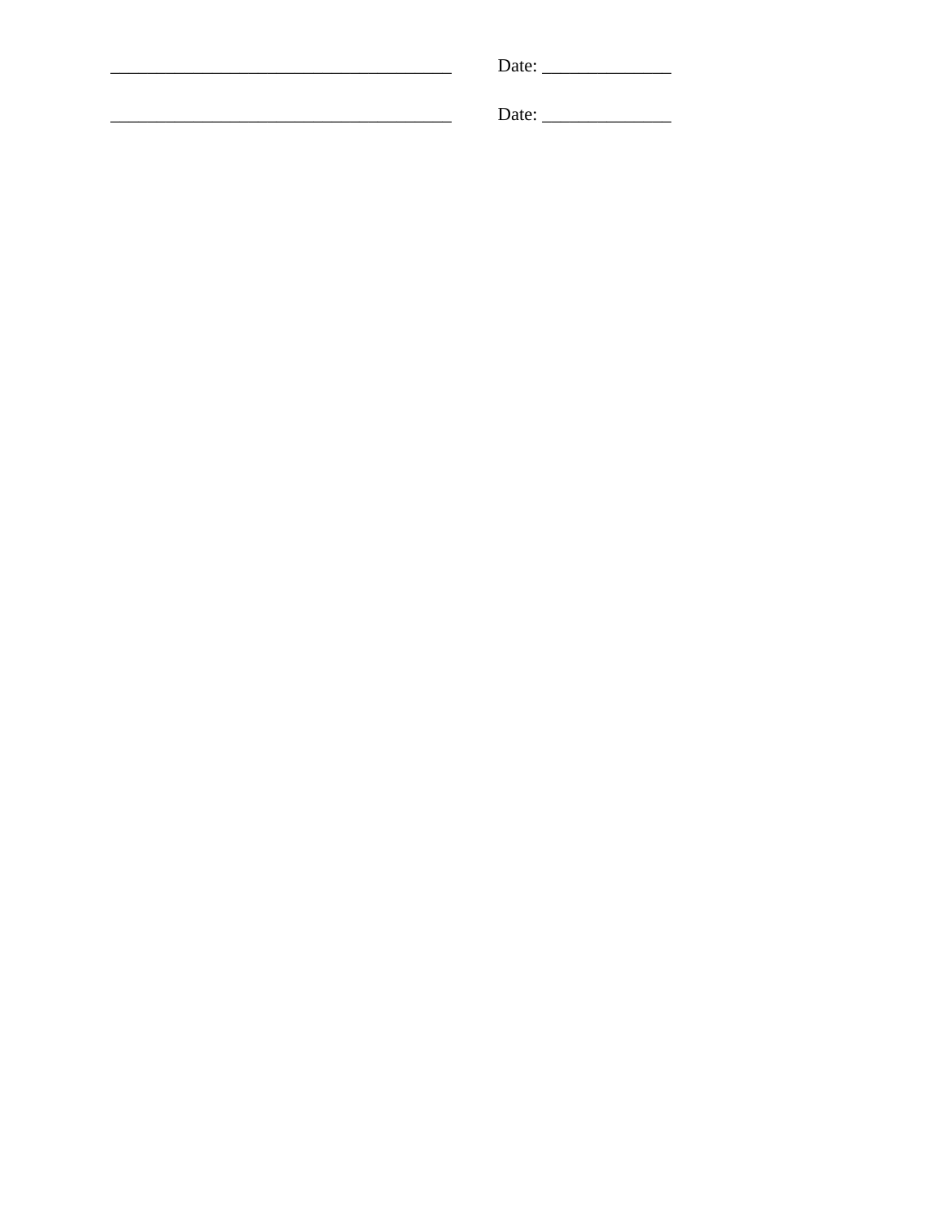____________________________________ Date: ______________

____________________________________ Date: ______________